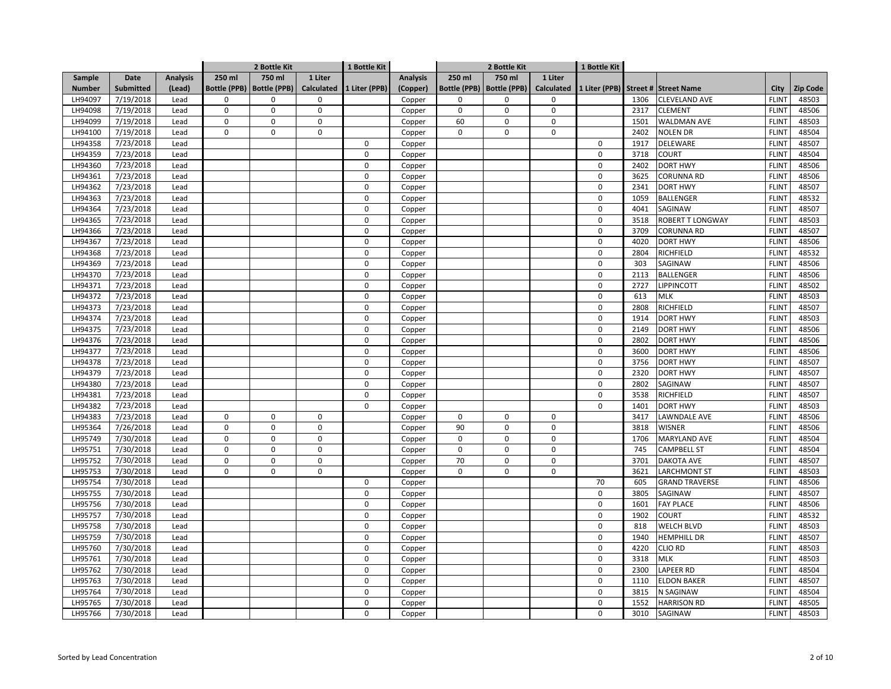| Sample | Date | Analysis | 2 Bottle Kit | | | 1 Bottle Kit | Analysis | 2 Bottle Kit | | | 1 Bottle Kit | | | | |
|---|---|---|---|---|---|---|---|---|---|---|---|---|---|---|---|
| Number | Submitted | (Lead) | 250 ml Bottle (PPB) | 750 ml Bottle (PPB) | 1 Liter Calculated | 1 Liter (PPB) | (Copper) | 250 ml Bottle (PPB) | 750 ml Bottle (PPB) | 1 Liter Calculated | 1 Liter (PPB) | Street # | Street Name | City | Zip Code |
| LH94097 | 7/19/2018 | Lead | 0 | 0 | 0 | | Copper | 0 | 0 | 0 | | 1306 | CLEVELAND AVE | FLINT | 48503 |
| LH94098 | 7/19/2018 | Lead | 0 | 0 | 0 | | Copper | 0 | 0 | 0 | | 2317 | CLEMENT | FLINT | 48506 |
| LH94099 | 7/19/2018 | Lead | 0 | 0 | 0 | | Copper | 60 | 0 | 0 | | 1501 | WALDMAN AVE | FLINT | 48503 |
| LH94100 | 7/19/2018 | Lead | 0 | 0 | 0 | | Copper | 0 | 0 | 0 | | 2402 | NOLEN DR | FLINT | 48504 |
| LH94358 | 7/23/2018 | Lead | | | | 0 | Copper | | | | 0 | 1917 | DELEWARE | FLINT | 48507 |
| LH94359 | 7/23/2018 | Lead | | | | 0 | Copper | | | | 0 | 3718 | COURT | FLINT | 48504 |
| LH94360 | 7/23/2018 | Lead | | | | 0 | Copper | | | | 0 | 2402 | DORT HWY | FLINT | 48506 |
| LH94361 | 7/23/2018 | Lead | | | | 0 | Copper | | | | 0 | 3625 | CORUNNA RD | FLINT | 48506 |
| LH94362 | 7/23/2018 | Lead | | | | 0 | Copper | | | | 0 | 2341 | DORT HWY | FLINT | 48507 |
| LH94363 | 7/23/2018 | Lead | | | | 0 | Copper | | | | 0 | 1059 | BALLENGER | FLINT | 48532 |
| LH94364 | 7/23/2018 | Lead | | | | 0 | Copper | | | | 0 | 4041 | SAGINAW | FLINT | 48507 |
| LH94365 | 7/23/2018 | Lead | | | | 0 | Copper | | | | 0 | 3518 | ROBERT T LONGWAY | FLINT | 48503 |
| LH94366 | 7/23/2018 | Lead | | | | 0 | Copper | | | | 0 | 3709 | CORUNNA RD | FLINT | 48507 |
| LH94367 | 7/23/2018 | Lead | | | | 0 | Copper | | | | 0 | 4020 | DORT HWY | FLINT | 48506 |
| LH94368 | 7/23/2018 | Lead | | | | 0 | Copper | | | | 0 | 2804 | RICHFIELD | FLINT | 48532 |
| LH94369 | 7/23/2018 | Lead | | | | 0 | Copper | | | | 0 | 303 | SAGINAW | FLINT | 48506 |
| LH94370 | 7/23/2018 | Lead | | | | 0 | Copper | | | | 0 | 2113 | BALLENGER | FLINT | 48506 |
| LH94371 | 7/23/2018 | Lead | | | | 0 | Copper | | | | 0 | 2727 | LIPPINCOTT | FLINT | 48502 |
| LH94372 | 7/23/2018 | Lead | | | | 0 | Copper | | | | 0 | 613 | MLK | FLINT | 48503 |
| LH94373 | 7/23/2018 | Lead | | | | 0 | Copper | | | | 0 | 2808 | RICHFIELD | FLINT | 48507 |
| LH94374 | 7/23/2018 | Lead | | | | 0 | Copper | | | | 0 | 1914 | DORT HWY | FLINT | 48503 |
| LH94375 | 7/23/2018 | Lead | | | | 0 | Copper | | | | 0 | 2149 | DORT HWY | FLINT | 48506 |
| LH94376 | 7/23/2018 | Lead | | | | 0 | Copper | | | | 0 | 2802 | DORT HWY | FLINT | 48506 |
| LH94377 | 7/23/2018 | Lead | | | | 0 | Copper | | | | 0 | 3600 | DORT HWY | FLINT | 48506 |
| LH94378 | 7/23/2018 | Lead | | | | 0 | Copper | | | | 0 | 3756 | DORT HWY | FLINT | 48507 |
| LH94379 | 7/23/2018 | Lead | | | | 0 | Copper | | | | 0 | 2320 | DORT HWY | FLINT | 48507 |
| LH94380 | 7/23/2018 | Lead | | | | 0 | Copper | | | | 0 | 2802 | SAGINAW | FLINT | 48507 |
| LH94381 | 7/23/2018 | Lead | | | | 0 | Copper | | | | 0 | 3538 | RICHFIELD | FLINT | 48507 |
| LH94382 | 7/23/2018 | Lead | | | | 0 | Copper | | | | 0 | 1401 | DORT HWY | FLINT | 48503 |
| LH94383 | 7/23/2018 | Lead | 0 | 0 | 0 | | Copper | 0 | 0 | 0 | | 3417 | LAWNDALE AVE | FLINT | 48506 |
| LH95364 | 7/26/2018 | Lead | 0 | 0 | 0 | | Copper | 90 | 0 | 0 | | 3818 | WISNER | FLINT | 48506 |
| LH95749 | 7/30/2018 | Lead | 0 | 0 | 0 | | Copper | 0 | 0 | 0 | | 1706 | MARYLAND AVE | FLINT | 48504 |
| LH95751 | 7/30/2018 | Lead | 0 | 0 | 0 | | Copper | 0 | 0 | 0 | | 745 | CAMPBELL ST | FLINT | 48504 |
| LH95752 | 7/30/2018 | Lead | 0 | 0 | 0 | | Copper | 70 | 0 | 0 | | 3701 | DAKOTA AVE | FLINT | 48507 |
| LH95753 | 7/30/2018 | Lead | 0 | 0 | 0 | | Copper | 0 | 0 | 0 | | 3621 | LARCHMONT ST | FLINT | 48503 |
| LH95754 | 7/30/2018 | Lead | | | | 0 | Copper | | | | 70 | 605 | GRAND TRAVERSE | FLINT | 48506 |
| LH95755 | 7/30/2018 | Lead | | | | 0 | Copper | | | | 0 | 3805 | SAGINAW | FLINT | 48507 |
| LH95756 | 7/30/2018 | Lead | | | | 0 | Copper | | | | 0 | 1601 | FAY PLACE | FLINT | 48506 |
| LH95757 | 7/30/2018 | Lead | | | | 0 | Copper | | | | 0 | 1902 | COURT | FLINT | 48532 |
| LH95758 | 7/30/2018 | Lead | | | | 0 | Copper | | | | 0 | 818 | WELCH BLVD | FLINT | 48503 |
| LH95759 | 7/30/2018 | Lead | | | | 0 | Copper | | | | 0 | 1940 | HEMPHILL DR | FLINT | 48507 |
| LH95760 | 7/30/2018 | Lead | | | | 0 | Copper | | | | 0 | 4220 | CLIO RD | FLINT | 48503 |
| LH95761 | 7/30/2018 | Lead | | | | 0 | Copper | | | | 0 | 3318 | MLK | FLINT | 48503 |
| LH95762 | 7/30/2018 | Lead | | | | 0 | Copper | | | | 0 | 2300 | LAPEER RD | FLINT | 48504 |
| LH95763 | 7/30/2018 | Lead | | | | 0 | Copper | | | | 0 | 1110 | ELDON BAKER | FLINT | 48507 |
| LH95764 | 7/30/2018 | Lead | | | | 0 | Copper | | | | 0 | 3815 | N SAGINAW | FLINT | 48504 |
| LH95765 | 7/30/2018 | Lead | | | | 0 | Copper | | | | 0 | 1552 | HARRISON RD | FLINT | 48505 |
| LH95766 | 7/30/2018 | Lead | | | | 0 | Copper | | | | 0 | 3010 | SAGINAW | FLINT | 48503 |

Sorted by Lead Concentration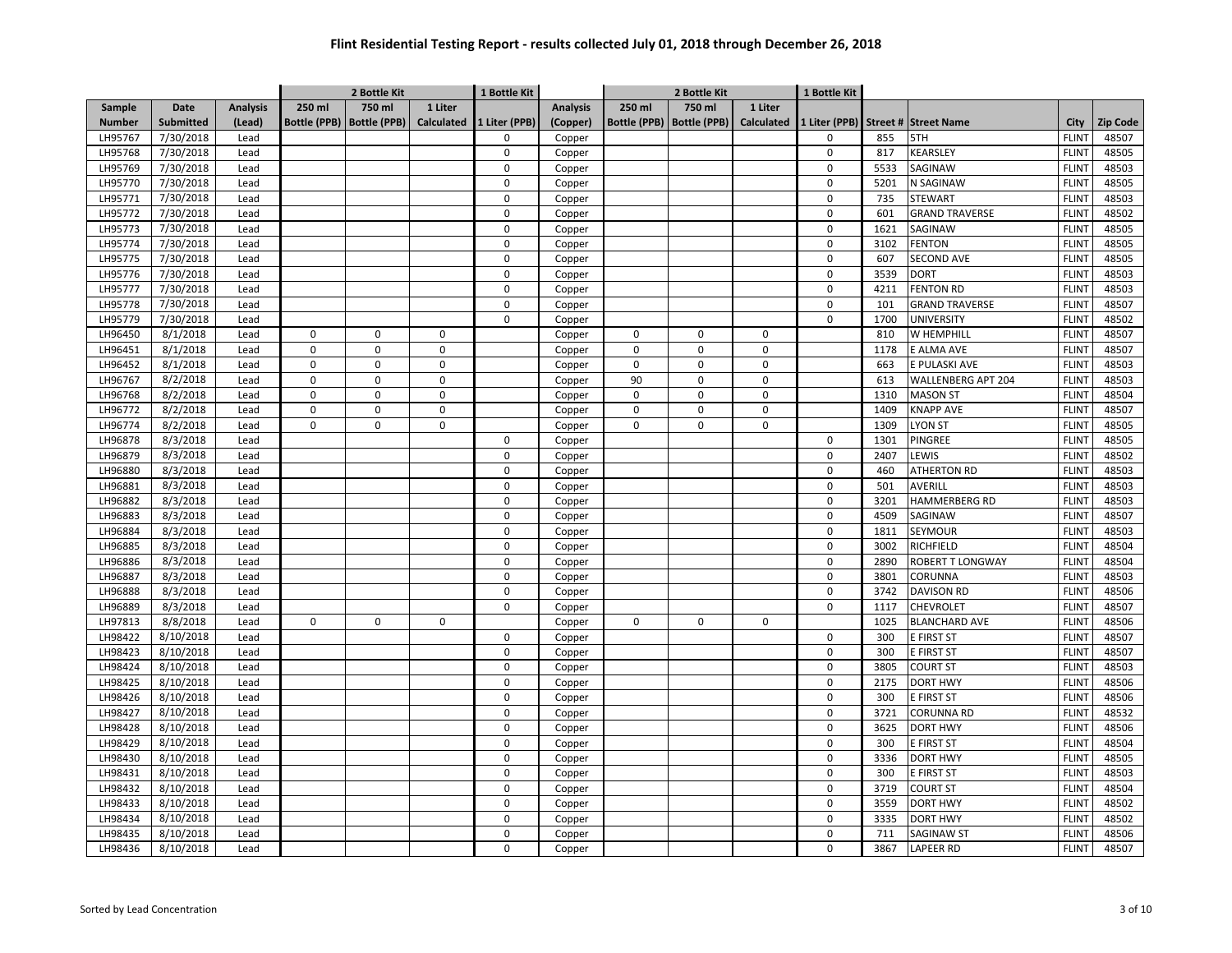# Flint Residential Testing Report - results collected July 01, 2018 through December 26, 2018

| | | | 2 Bottle Kit | | | 1 Bottle Kit | | 2 Bottle Kit | | | 1 Bottle Kit | | | | |
|---|---|---|---|---|---|---|---|---|---|---|---|---|---|---|---|
| Sample Number | Date Submitted | Analysis (Lead) | 250 ml Bottle (PPB) | 750 ml Bottle (PPB) | 1 Liter Calculated | 1 Liter (PPB) | Analysis (Copper) | 250 ml Bottle (PPB) | 750 ml Bottle (PPB) | 1 Liter Calculated | 1 Liter (PPB) | Street # | Street Name | City | Zip Code |
| LH95767 | 7/30/2018 | Lead | | | | 0 | Copper | | | | 0 | 855 | 5TH | FLINT | 48507 |
| LH95768 | 7/30/2018 | Lead | | | | 0 | Copper | | | | 0 | 817 | KEARSLEY | FLINT | 48505 |
| LH95769 | 7/30/2018 | Lead | | | | 0 | Copper | | | | 0 | 5533 | SAGINAW | FLINT | 48503 |
| LH95770 | 7/30/2018 | Lead | | | | 0 | Copper | | | | 0 | 5201 | N SAGINAW | FLINT | 48505 |
| LH95771 | 7/30/2018 | Lead | | | | 0 | Copper | | | | 0 | 735 | STEWART | FLINT | 48503 |
| LH95772 | 7/30/2018 | Lead | | | | 0 | Copper | | | | 0 | 601 | GRAND TRAVERSE | FLINT | 48502 |
| LH95773 | 7/30/2018 | Lead | | | | 0 | Copper | | | | 0 | 1621 | SAGINAW | FLINT | 48505 |
| LH95774 | 7/30/2018 | Lead | | | | 0 | Copper | | | | 0 | 3102 | FENTON | FLINT | 48505 |
| LH95775 | 7/30/2018 | Lead | | | | 0 | Copper | | | | 0 | 607 | SECOND AVE | FLINT | 48505 |
| LH95776 | 7/30/2018 | Lead | | | | 0 | Copper | | | | 0 | 3539 | DORT | FLINT | 48503 |
| LH95777 | 7/30/2018 | Lead | | | | 0 | Copper | | | | 0 | 4211 | FENTON RD | FLINT | 48503 |
| LH95778 | 7/30/2018 | Lead | | | | 0 | Copper | | | | 0 | 101 | GRAND TRAVERSE | FLINT | 48507 |
| LH95779 | 7/30/2018 | Lead | | | | 0 | Copper | | | | 0 | 1700 | UNIVERSITY | FLINT | 48502 |
| LH96450 | 8/1/2018 | Lead | 0 | 0 | 0 | | Copper | 0 | 0 | 0 | | 810 | W HEMPHILL | FLINT | 48507 |
| LH96451 | 8/1/2018 | Lead | 0 | 0 | 0 | | Copper | 0 | 0 | 0 | | 1178 | E ALMA AVE | FLINT | 48507 |
| LH96452 | 8/1/2018 | Lead | 0 | 0 | 0 | | Copper | 0 | 0 | 0 | | 663 | E PULASKI AVE | FLINT | 48503 |
| LH96767 | 8/2/2018 | Lead | 0 | 0 | 0 | | Copper | 90 | 0 | 0 | | 613 | WALLENBERG APT 204 | FLINT | 48503 |
| LH96768 | 8/2/2018 | Lead | 0 | 0 | 0 | | Copper | 0 | 0 | 0 | | 1310 | MASON ST | FLINT | 48504 |
| LH96772 | 8/2/2018 | Lead | 0 | 0 | 0 | | Copper | 0 | 0 | 0 | | 1409 | KNAPP AVE | FLINT | 48507 |
| LH96774 | 8/2/2018 | Lead | 0 | 0 | 0 | | Copper | 0 | 0 | 0 | | 1309 | LYON ST | FLINT | 48505 |
| LH96878 | 8/3/2018 | Lead | | | | 0 | Copper | | | | 0 | 1301 | PINGREE | FLINT | 48505 |
| LH96879 | 8/3/2018 | Lead | | | | 0 | Copper | | | | 0 | 2407 | LEWIS | FLINT | 48502 |
| LH96880 | 8/3/2018 | Lead | | | | 0 | Copper | | | | 0 | 460 | ATHERTON RD | FLINT | 48503 |
| LH96881 | 8/3/2018 | Lead | | | | 0 | Copper | | | | 0 | 501 | AVERILL | FLINT | 48503 |
| LH96882 | 8/3/2018 | Lead | | | | 0 | Copper | | | | 0 | 3201 | HAMMERBERG RD | FLINT | 48503 |
| LH96883 | 8/3/2018 | Lead | | | | 0 | Copper | | | | 0 | 4509 | SAGINAW | FLINT | 48507 |
| LH96884 | 8/3/2018 | Lead | | | | 0 | Copper | | | | 0 | 1811 | SEYMOUR | FLINT | 48503 |
| LH96885 | 8/3/2018 | Lead | | | | 0 | Copper | | | | 0 | 3002 | RICHFIELD | FLINT | 48504 |
| LH96886 | 8/3/2018 | Lead | | | | 0 | Copper | | | | 0 | 2890 | ROBERT T LONGWAY | FLINT | 48504 |
| LH96887 | 8/3/2018 | Lead | | | | 0 | Copper | | | | 0 | 3801 | CORUNNA | FLINT | 48503 |
| LH96888 | 8/3/2018 | Lead | | | | 0 | Copper | | | | 0 | 3742 | DAVISON RD | FLINT | 48506 |
| LH96889 | 8/3/2018 | Lead | | | | 0 | Copper | | | | 0 | 1117 | CHEVROLET | FLINT | 48507 |
| LH97813 | 8/8/2018 | Lead | 0 | 0 | 0 | | Copper | 0 | 0 | 0 | | 1025 | BLANCHARD AVE | FLINT | 48506 |
| LH98422 | 8/10/2018 | Lead | | | | 0 | Copper | | | | 0 | 300 | E FIRST ST | FLINT | 48507 |
| LH98423 | 8/10/2018 | Lead | | | | 0 | Copper | | | | 0 | 300 | E FIRST ST | FLINT | 48507 |
| LH98424 | 8/10/2018 | Lead | | | | 0 | Copper | | | | 0 | 3805 | COURT ST | FLINT | 48503 |
| LH98425 | 8/10/2018 | Lead | | | | 0 | Copper | | | | 0 | 2175 | DORT HWY | FLINT | 48506 |
| LH98426 | 8/10/2018 | Lead | | | | 0 | Copper | | | | 0 | 300 | E FIRST ST | FLINT | 48506 |
| LH98427 | 8/10/2018 | Lead | | | | 0 | Copper | | | | 0 | 3721 | CORUNNA RD | FLINT | 48532 |
| LH98428 | 8/10/2018 | Lead | | | | 0 | Copper | | | | 0 | 3625 | DORT HWY | FLINT | 48506 |
| LH98429 | 8/10/2018 | Lead | | | | 0 | Copper | | | | 0 | 300 | E FIRST ST | FLINT | 48504 |
| LH98430 | 8/10/2018 | Lead | | | | 0 | Copper | | | | 0 | 3336 | DORT HWY | FLINT | 48505 |
| LH98431 | 8/10/2018 | Lead | | | | 0 | Copper | | | | 0 | 300 | E FIRST ST | FLINT | 48503 |
| LH98432 | 8/10/2018 | Lead | | | | 0 | Copper | | | | 0 | 3719 | COURT ST | FLINT | 48504 |
| LH98433 | 8/10/2018 | Lead | | | | 0 | Copper | | | | 0 | 3559 | DORT HWY | FLINT | 48502 |
| LH98434 | 8/10/2018 | Lead | | | | 0 | Copper | | | | 0 | 3335 | DORT HWY | FLINT | 48502 |
| LH98435 | 8/10/2018 | Lead | | | | 0 | Copper | | | | 0 | 711 | SAGINAW ST | FLINT | 48506 |
| LH98436 | 8/10/2018 | Lead | | | | 0 | Copper | | | | 0 | 3867 | LAPEER RD | FLINT | 48507 |

Sorted by Lead Concentration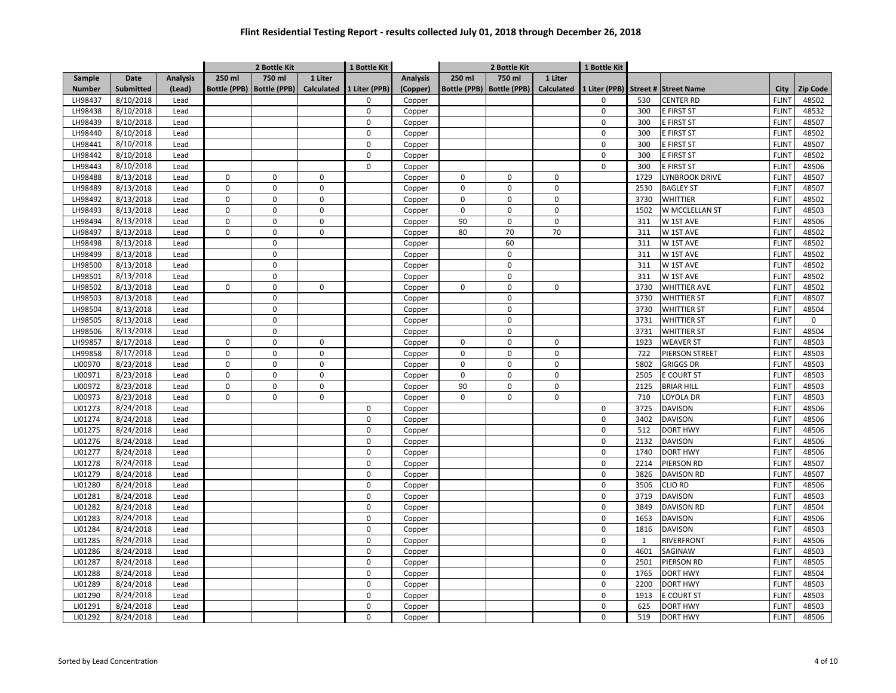# Flint Residential Testing Report - results collected July 01, 2018 through December 26, 2018

| | | | 2 Bottle Kit | | | 1 Bottle Kit | | 2 Bottle Kit | | | 1 Bottle Kit | | | | |
|---|---|---|---|---|---|---|---|---|---|---|---|---|---|---|---|
| Sample Number | Date Submitted | Analysis (Lead) | 250 ml Bottle (PPB) | 750 ml Bottle (PPB) | 1 Liter Calculated | 1 Liter (PPB) | Analysis (Copper) | 250 ml Bottle (PPB) | 750 ml Bottle (PPB) | 1 Liter Calculated | 1 Liter (PPB) | Street # | Street Name | City | Zip Code |
| LH98437 | 8/10/2018 | Lead | | | | 0 | Copper | | | | 0 | 530 | CENTER RD | FLINT | 48502 |
| LH98438 | 8/10/2018 | Lead | | | | 0 | Copper | | | | 0 | 300 | E FIRST ST | FLINT | 48532 |
| LH98439 | 8/10/2018 | Lead | | | | 0 | Copper | | | | 0 | 300 | E FIRST ST | FLINT | 48507 |
| LH98440 | 8/10/2018 | Lead | | | | 0 | Copper | | | | 0 | 300 | E FIRST ST | FLINT | 48502 |
| LH98441 | 8/10/2018 | Lead | | | | 0 | Copper | | | | 0 | 300 | E FIRST ST | FLINT | 48507 |
| LH98442 | 8/10/2018 | Lead | | | | 0 | Copper | | | | 0 | 300 | E FIRST ST | FLINT | 48502 |
| LH98443 | 8/10/2018 | Lead | | | | 0 | Copper | | | | 0 | 300 | E FIRST ST | FLINT | 48506 |
| LH98488 | 8/13/2018 | Lead | 0 | 0 | 0 | | Copper | 0 | 0 | 0 | | 1729 | LYNBROOK DRIVE | FLINT | 48507 |
| LH98489 | 8/13/2018 | Lead | 0 | 0 | 0 | | Copper | 0 | 0 | 0 | | 2530 | BAGLEY ST | FLINT | 48507 |
| LH98492 | 8/13/2018 | Lead | 0 | 0 | 0 | | Copper | 0 | 0 | 0 | | 3730 | WHITTIER | FLINT | 48502 |
| LH98493 | 8/13/2018 | Lead | 0 | 0 | 0 | | Copper | 0 | 0 | 0 | | 1502 | W MCCLELLAN ST | FLINT | 48503 |
| LH98494 | 8/13/2018 | Lead | 0 | 0 | 0 | | Copper | 90 | 0 | 0 | | 311 | W 1ST AVE | FLINT | 48506 |
| LH98497 | 8/13/2018 | Lead | 0 | 0 | 0 | | Copper | 80 | 70 | 70 | | 311 | W 1ST AVE | FLINT | 48502 |
| LH98498 | 8/13/2018 | Lead | | 0 | | | Copper | | 60 | | | 311 | W 1ST AVE | FLINT | 48502 |
| LH98499 | 8/13/2018 | Lead | | 0 | | | Copper | | 0 | | | 311 | W 1ST AVE | FLINT | 48502 |
| LH98500 | 8/13/2018 | Lead | | 0 | | | Copper | | 0 | | | 311 | W 1ST AVE | FLINT | 48502 |
| LH98501 | 8/13/2018 | Lead | | 0 | | | Copper | | 0 | | | 311 | W 1ST AVE | FLINT | 48502 |
| LH98502 | 8/13/2018 | Lead | 0 | 0 | 0 | | Copper | 0 | 0 | 0 | | 3730 | WHITTIER AVE | FLINT | 48502 |
| LH98503 | 8/13/2018 | Lead | | 0 | | | Copper | | 0 | | | 3730 | WHITTIER ST | FLINT | 48507 |
| LH98504 | 8/13/2018 | Lead | | 0 | | | Copper | | 0 | | | 3730 | WHITTIER ST | FLINT | 48504 |
| LH98505 | 8/13/2018 | Lead | | 0 | | | Copper | | 0 | | | 3731 | WHITTIER ST | FLINT | 0 |
| LH98506 | 8/13/2018 | Lead | | 0 | | | Copper | | 0 | | | 3731 | WHITTIER ST | FLINT | 48504 |
| LH99857 | 8/17/2018 | Lead | 0 | 0 | 0 | | Copper | 0 | 0 | 0 | | 1923 | WEAVER ST | FLINT | 48503 |
| LH99858 | 8/17/2018 | Lead | 0 | 0 | 0 | | Copper | 0 | 0 | 0 | | 722 | PIERSON STREET | FLINT | 48503 |
| LI00970 | 8/23/2018 | Lead | 0 | 0 | 0 | | Copper | 0 | 0 | 0 | | 5802 | GRIGGS DR | FLINT | 48503 |
| LI00971 | 8/23/2018 | Lead | 0 | 0 | 0 | | Copper | 0 | 0 | 0 | | 2505 | E COURT ST | FLINT | 48503 |
| LI00972 | 8/23/2018 | Lead | 0 | 0 | 0 | | Copper | 90 | 0 | 0 | | 2125 | BRIAR HILL | FLINT | 48503 |
| LI00973 | 8/23/2018 | Lead | 0 | 0 | 0 | | Copper | 0 | 0 | 0 | | 710 | LOYOLA DR | FLINT | 48503 |
| LI01273 | 8/24/2018 | Lead | | | | 0 | Copper | | | | 0 | 3725 | DAVISON | FLINT | 48506 |
| LI01274 | 8/24/2018 | Lead | | | | 0 | Copper | | | | 0 | 3402 | DAVISON | FLINT | 48506 |
| LI01275 | 8/24/2018 | Lead | | | | 0 | Copper | | | | 0 | 512 | DORT HWY | FLINT | 48506 |
| LI01276 | 8/24/2018 | Lead | | | | 0 | Copper | | | | 0 | 2132 | DAVISON | FLINT | 48506 |
| LI01277 | 8/24/2018 | Lead | | | | 0 | Copper | | | | 0 | 1740 | DORT HWY | FLINT | 48506 |
| LI01278 | 8/24/2018 | Lead | | | | 0 | Copper | | | | 0 | 2214 | PIERSON RD | FLINT | 48507 |
| LI01279 | 8/24/2018 | Lead | | | | 0 | Copper | | | | 0 | 3826 | DAVISON RD | FLINT | 48507 |
| LI01280 | 8/24/2018 | Lead | | | | 0 | Copper | | | | 0 | 3506 | CLIO RD | FLINT | 48506 |
| LI01281 | 8/24/2018 | Lead | | | | 0 | Copper | | | | 0 | 3719 | DAVISON | FLINT | 48503 |
| LI01282 | 8/24/2018 | Lead | | | | 0 | Copper | | | | 0 | 3849 | DAVISON RD | FLINT | 48504 |
| LI01283 | 8/24/2018 | Lead | | | | 0 | Copper | | | | 0 | 1653 | DAVISON | FLINT | 48506 |
| LI01284 | 8/24/2018 | Lead | | | | 0 | Copper | | | | 0 | 1816 | DAVISON | FLINT | 48503 |
| LI01285 | 8/24/2018 | Lead | | | | 0 | Copper | | | | 0 | 1 | RIVERFRONT | FLINT | 48506 |
| LI01286 | 8/24/2018 | Lead | | | | 0 | Copper | | | | 0 | 4601 | SAGINAW | FLINT | 48503 |
| LI01287 | 8/24/2018 | Lead | | | | 0 | Copper | | | | 0 | 2501 | PIERSON RD | FLINT | 48505 |
| LI01288 | 8/24/2018 | Lead | | | | 0 | Copper | | | | 0 | 1765 | DORT HWY | FLINT | 48504 |
| LI01289 | 8/24/2018 | Lead | | | | 0 | Copper | | | | 0 | 2200 | DORT HWY | FLINT | 48503 |
| LI01290 | 8/24/2018 | Lead | | | | 0 | Copper | | | | 0 | 1913 | E COURT ST | FLINT | 48503 |
| LI01291 | 8/24/2018 | Lead | | | | 0 | Copper | | | | 0 | 625 | DORT HWY | FLINT | 48503 |
| LI01292 | 8/24/2018 | Lead | | | | 0 | Copper | | | | 0 | 519 | DORT HWY | FLINT | 48506 |

Sorted by Lead Concentration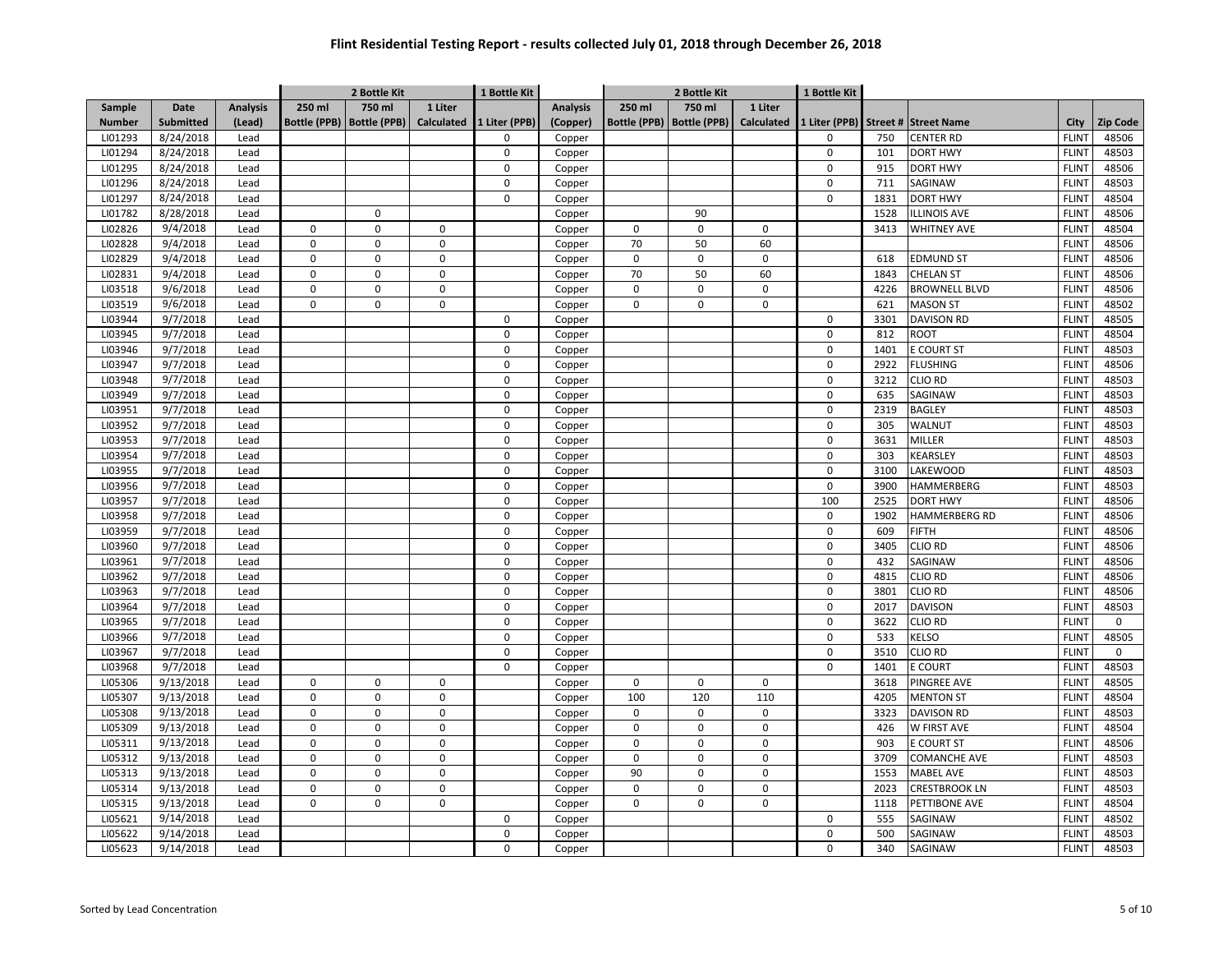# Flint Residential Testing Report - results collected July 01, 2018 through December 26, 2018

| Sample | Date | Analysis | 2 Bottle Kit | | | 1 Bottle Kit | | 2 Bottle Kit | | | 1 Bottle Kit | | | | |
|---|---|---|---|---|---|---|---|---|---|---|---|---|---|---|---|
| Number | Submitted | (Lead) | 250 ml Bottle (PPB) | 750 ml Bottle (PPB) | 1 Liter Calculated | 1 Liter (PPB) | Analysis (Copper) | 250 ml Bottle (PPB) | 750 ml Bottle (PPB) | 1 Liter Calculated | 1 Liter (PPB) | Street # | Street Name | City | Zip Code |
| LI01293 | 8/24/2018 | Lead | | | | 0 | Copper | | | | 0 | 750 | CENTER RD | FLINT | 48506 |
| LI01294 | 8/24/2018 | Lead | | | | 0 | Copper | | | | 0 | 101 | DORT HWY | FLINT | 48503 |
| LI01295 | 8/24/2018 | Lead | | | | 0 | Copper | | | | 0 | 915 | DORT HWY | FLINT | 48506 |
| LI01296 | 8/24/2018 | Lead | | | | 0 | Copper | | | | 0 | 711 | SAGINAW | FLINT | 48503 |
| LI01297 | 8/24/2018 | Lead | | | | 0 | Copper | | | | 0 | 1831 | DORT HWY | FLINT | 48504 |
| LI01782 | 8/28/2018 | Lead | | 0 | | | Copper | | 90 | | | 1528 | ILLINOIS AVE | FLINT | 48506 |
| LI02826 | 9/4/2018 | Lead | 0 | 0 | 0 | | Copper | 0 | 0 | 0 | | 3413 | WHITNEY AVE | FLINT | 48504 |
| LI02828 | 9/4/2018 | Lead | 0 | 0 | 0 | | Copper | 70 | 50 | 60 | | | | FLINT | 48506 |
| LI02829 | 9/4/2018 | Lead | 0 | 0 | 0 | | Copper | 0 | 0 | 0 | | 618 | EDMUND ST | FLINT | 48506 |
| LI02831 | 9/4/2018 | Lead | 0 | 0 | 0 | | Copper | 70 | 50 | 60 | | 1843 | CHELAN ST | FLINT | 48506 |
| LI03518 | 9/6/2018 | Lead | 0 | 0 | 0 | | Copper | 0 | 0 | 0 | | 4226 | BROWNELL BLVD | FLINT | 48506 |
| LI03519 | 9/6/2018 | Lead | 0 | 0 | 0 | | Copper | 0 | 0 | 0 | | 621 | MASON ST | FLINT | 48502 |
| LI03944 | 9/7/2018 | Lead | | | | 0 | Copper | | | | 0 | 3301 | DAVISON RD | FLINT | 48505 |
| LI03945 | 9/7/2018 | Lead | | | | 0 | Copper | | | | 0 | 812 | ROOT | FLINT | 48504 |
| LI03946 | 9/7/2018 | Lead | | | | 0 | Copper | | | | 0 | 1401 | E COURT ST | FLINT | 48503 |
| LI03947 | 9/7/2018 | Lead | | | | 0 | Copper | | | | 0 | 2922 | FLUSHING | FLINT | 48506 |
| LI03948 | 9/7/2018 | Lead | | | | 0 | Copper | | | | 0 | 3212 | CLIO RD | FLINT | 48503 |
| LI03949 | 9/7/2018 | Lead | | | | 0 | Copper | | | | 0 | 635 | SAGINAW | FLINT | 48503 |
| LI03951 | 9/7/2018 | Lead | | | | 0 | Copper | | | | 0 | 2319 | BAGLEY | FLINT | 48503 |
| LI03952 | 9/7/2018 | Lead | | | | 0 | Copper | | | | 0 | 305 | WALNUT | FLINT | 48503 |
| LI03953 | 9/7/2018 | Lead | | | | 0 | Copper | | | | 0 | 3631 | MILLER | FLINT | 48503 |
| LI03954 | 9/7/2018 | Lead | | | | 0 | Copper | | | | 0 | 303 | KEARSLEY | FLINT | 48503 |
| LI03955 | 9/7/2018 | Lead | | | | 0 | Copper | | | | 0 | 3100 | LAKEWOOD | FLINT | 48503 |
| LI03956 | 9/7/2018 | Lead | | | | 0 | Copper | | | | 0 | 3900 | HAMMERBERG | FLINT | 48503 |
| LI03957 | 9/7/2018 | Lead | | | | 0 | Copper | | | | 100 | 2525 | DORT HWY | FLINT | 48506 |
| LI03958 | 9/7/2018 | Lead | | | | 0 | Copper | | | | 0 | 1902 | HAMMERBERG RD | FLINT | 48506 |
| LI03959 | 9/7/2018 | Lead | | | | 0 | Copper | | | | 0 | 609 | FIFTH | FLINT | 48506 |
| LI03960 | 9/7/2018 | Lead | | | | 0 | Copper | | | | 0 | 3405 | CLIO RD | FLINT | 48506 |
| LI03961 | 9/7/2018 | Lead | | | | 0 | Copper | | | | 0 | 432 | SAGINAW | FLINT | 48506 |
| LI03962 | 9/7/2018 | Lead | | | | 0 | Copper | | | | 0 | 4815 | CLIO RD | FLINT | 48506 |
| LI03963 | 9/7/2018 | Lead | | | | 0 | Copper | | | | 0 | 3801 | CLIO RD | FLINT | 48506 |
| LI03964 | 9/7/2018 | Lead | | | | 0 | Copper | | | | 0 | 2017 | DAVISON | FLINT | 48503 |
| LI03965 | 9/7/2018 | Lead | | | | 0 | Copper | | | | 0 | 3622 | CLIO RD | FLINT | 0 |
| LI03966 | 9/7/2018 | Lead | | | | 0 | Copper | | | | 0 | 533 | KELSO | FLINT | 48505 |
| LI03967 | 9/7/2018 | Lead | | | | 0 | Copper | | | | 0 | 3510 | CLIO RD | FLINT | 0 |
| LI03968 | 9/7/2018 | Lead | | | | 0 | Copper | | | | 0 | 1401 | E COURT | FLINT | 48503 |
| LI05306 | 9/13/2018 | Lead | 0 | 0 | 0 | | Copper | 0 | 0 | 0 | | 3618 | PINGREE AVE | FLINT | 48505 |
| LI05307 | 9/13/2018 | Lead | 0 | 0 | 0 | | Copper | 100 | 120 | 110 | | 4205 | MENTON ST | FLINT | 48504 |
| LI05308 | 9/13/2018 | Lead | 0 | 0 | 0 | | Copper | 0 | 0 | 0 | | 3323 | DAVISON RD | FLINT | 48503 |
| LI05309 | 9/13/2018 | Lead | 0 | 0 | 0 | | Copper | 0 | 0 | 0 | | 426 | W FIRST AVE | FLINT | 48504 |
| LI05311 | 9/13/2018 | Lead | 0 | 0 | 0 | | Copper | 0 | 0 | 0 | | 903 | E COURT ST | FLINT | 48506 |
| LI05312 | 9/13/2018 | Lead | 0 | 0 | 0 | | Copper | 0 | 0 | 0 | | 3709 | COMANCHE AVE | FLINT | 48503 |
| LI05313 | 9/13/2018 | Lead | 0 | 0 | 0 | | Copper | 90 | 0 | 0 | | 1553 | MABEL AVE | FLINT | 48503 |
| LI05314 | 9/13/2018 | Lead | 0 | 0 | 0 | | Copper | 0 | 0 | 0 | | 2023 | CRESTBROOK LN | FLINT | 48503 |
| LI05315 | 9/13/2018 | Lead | 0 | 0 | 0 | | Copper | 0 | 0 | 0 | | 1118 | PETTIBONE AVE | FLINT | 48504 |
| LI05621 | 9/14/2018 | Lead | | | | 0 | Copper | | | | 0 | 555 | SAGINAW | FLINT | 48502 |
| LI05622 | 9/14/2018 | Lead | | | | 0 | Copper | | | | 0 | 500 | SAGINAW | FLINT | 48503 |
| LI05623 | 9/14/2018 | Lead | | | | 0 | Copper | | | | 0 | 340 | SAGINAW | FLINT | 48503 |

Sorted by Lead Concentration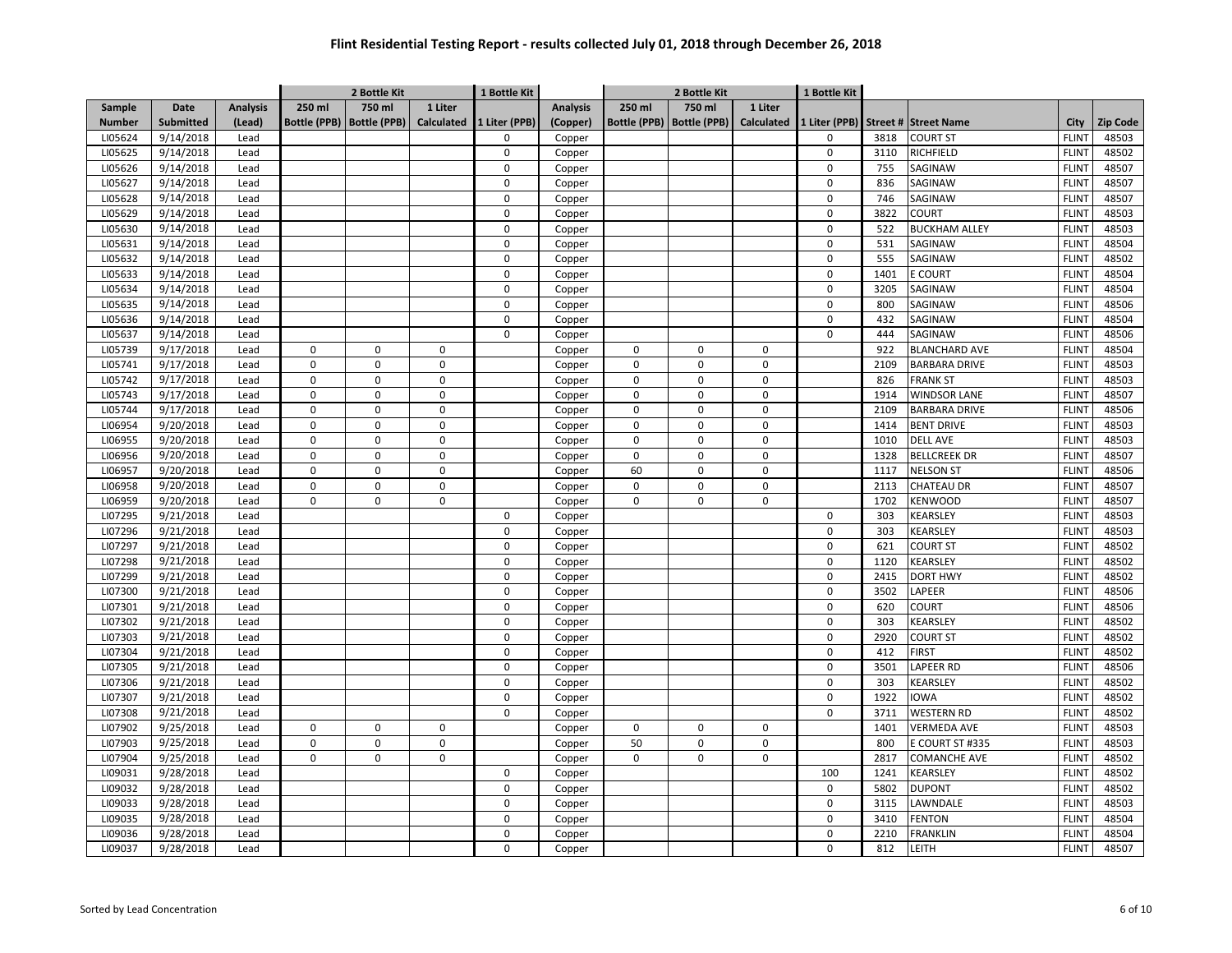# Flint Residential Testing Report - results collected July 01, 2018 through December 26, 2018

| | | | 2 Bottle Kit | | | 1 Bottle Kit | | 2 Bottle Kit | | | 1 Bottle Kit | | | | |
|---|---|---|---|---|---|---|---|---|---|---|---|---|---|---|---|
| Sample Number | Date Submitted | Analysis (Lead) | 250 ml Bottle (PPB) | 750 ml Bottle (PPB) | 1 Liter Calculated | 1 Liter (PPB) | Analysis (Copper) | 250 ml Bottle (PPB) | 750 ml Bottle (PPB) | 1 Liter Calculated | 1 Liter (PPB) | Street # | Street Name | City | Zip Code |
| LI05624 | 9/14/2018 | Lead | | | | 0 | Copper | | | | 0 | 3818 | COURT ST | FLINT | 48503 |
| LI05625 | 9/14/2018 | Lead | | | | 0 | Copper | | | | 0 | 3110 | RICHFIELD | FLINT | 48502 |
| LI05626 | 9/14/2018 | Lead | | | | 0 | Copper | | | | 0 | 755 | SAGINAW | FLINT | 48507 |
| LI05627 | 9/14/2018 | Lead | | | | 0 | Copper | | | | 0 | 836 | SAGINAW | FLINT | 48507 |
| LI05628 | 9/14/2018 | Lead | | | | 0 | Copper | | | | 0 | 746 | SAGINAW | FLINT | 48507 |
| LI05629 | 9/14/2018 | Lead | | | | 0 | Copper | | | | 0 | 3822 | COURT | FLINT | 48503 |
| LI05630 | 9/14/2018 | Lead | | | | 0 | Copper | | | | 0 | 522 | BUCKHAM ALLEY | FLINT | 48503 |
| LI05631 | 9/14/2018 | Lead | | | | 0 | Copper | | | | 0 | 531 | SAGINAW | FLINT | 48504 |
| LI05632 | 9/14/2018 | Lead | | | | 0 | Copper | | | | 0 | 555 | SAGINAW | FLINT | 48502 |
| LI05633 | 9/14/2018 | Lead | | | | 0 | Copper | | | | 0 | 1401 | E COURT | FLINT | 48504 |
| LI05634 | 9/14/2018 | Lead | | | | 0 | Copper | | | | 0 | 3205 | SAGINAW | FLINT | 48504 |
| LI05635 | 9/14/2018 | Lead | | | | 0 | Copper | | | | 0 | 800 | SAGINAW | FLINT | 48506 |
| LI05636 | 9/14/2018 | Lead | | | | 0 | Copper | | | | 0 | 432 | SAGINAW | FLINT | 48504 |
| LI05637 | 9/14/2018 | Lead | | | | 0 | Copper | | | | 0 | 444 | SAGINAW | FLINT | 48506 |
| LI05739 | 9/17/2018 | Lead | 0 | 0 | 0 | | Copper | 0 | 0 | 0 | | 922 | BLANCHARD AVE | FLINT | 48504 |
| LI05741 | 9/17/2018 | Lead | 0 | 0 | 0 | | Copper | 0 | 0 | 0 | | 2109 | BARBARA DRIVE | FLINT | 48503 |
| LI05742 | 9/17/2018 | Lead | 0 | 0 | 0 | | Copper | 0 | 0 | 0 | | 826 | FRANK ST | FLINT | 48503 |
| LI05743 | 9/17/2018 | Lead | 0 | 0 | 0 | | Copper | 0 | 0 | 0 | | 1914 | WINDSOR LANE | FLINT | 48507 |
| LI05744 | 9/17/2018 | Lead | 0 | 0 | 0 | | Copper | 0 | 0 | 0 | | 2109 | BARBARA DRIVE | FLINT | 48506 |
| LI06954 | 9/20/2018 | Lead | 0 | 0 | 0 | | Copper | 0 | 0 | 0 | | 1414 | BENT DRIVE | FLINT | 48503 |
| LI06955 | 9/20/2018 | Lead | 0 | 0 | 0 | | Copper | 0 | 0 | 0 | | 1010 | DELL AVE | FLINT | 48503 |
| LI06956 | 9/20/2018 | Lead | 0 | 0 | 0 | | Copper | 0 | 0 | 0 | | 1328 | BELLCREEK DR | FLINT | 48507 |
| LI06957 | 9/20/2018 | Lead | 0 | 0 | 0 | | Copper | 60 | 0 | 0 | | 1117 | NELSON ST | FLINT | 48506 |
| LI06958 | 9/20/2018 | Lead | 0 | 0 | 0 | | Copper | 0 | 0 | 0 | | 2113 | CHATEAU DR | FLINT | 48507 |
| LI06959 | 9/20/2018 | Lead | 0 | 0 | 0 | | Copper | 0 | 0 | 0 | | 1702 | KENWOOD | FLINT | 48507 |
| LI07295 | 9/21/2018 | Lead | | | | 0 | Copper | | | | 0 | 303 | KEARSLEY | FLINT | 48503 |
| LI07296 | 9/21/2018 | Lead | | | | 0 | Copper | | | | 0 | 303 | KEARSLEY | FLINT | 48503 |
| LI07297 | 9/21/2018 | Lead | | | | 0 | Copper | | | | 0 | 621 | COURT ST | FLINT | 48502 |
| LI07298 | 9/21/2018 | Lead | | | | 0 | Copper | | | | 0 | 1120 | KEARSLEY | FLINT | 48502 |
| LI07299 | 9/21/2018 | Lead | | | | 0 | Copper | | | | 0 | 2415 | DORT HWY | FLINT | 48502 |
| LI07300 | 9/21/2018 | Lead | | | | 0 | Copper | | | | 0 | 3502 | LAPEER | FLINT | 48506 |
| LI07301 | 9/21/2018 | Lead | | | | 0 | Copper | | | | 0 | 620 | COURT | FLINT | 48506 |
| LI07302 | 9/21/2018 | Lead | | | | 0 | Copper | | | | 0 | 303 | KEARSLEY | FLINT | 48502 |
| LI07303 | 9/21/2018 | Lead | | | | 0 | Copper | | | | 0 | 2920 | COURT ST | FLINT | 48502 |
| LI07304 | 9/21/2018 | Lead | | | | 0 | Copper | | | | 0 | 412 | FIRST | FLINT | 48502 |
| LI07305 | 9/21/2018 | Lead | | | | 0 | Copper | | | | 0 | 3501 | LAPEER RD | FLINT | 48506 |
| LI07306 | 9/21/2018 | Lead | | | | 0 | Copper | | | | 0 | 303 | KEARSLEY | FLINT | 48502 |
| LI07307 | 9/21/2018 | Lead | | | | 0 | Copper | | | | 0 | 1922 | IOWA | FLINT | 48502 |
| LI07308 | 9/21/2018 | Lead | | | | 0 | Copper | | | | 0 | 3711 | WESTERN RD | FLINT | 48502 |
| LI07902 | 9/25/2018 | Lead | 0 | 0 | 0 | | Copper | 0 | 0 | 0 | | 1401 | VERMEDA AVE | FLINT | 48503 |
| LI07903 | 9/25/2018 | Lead | 0 | 0 | 0 | | Copper | 50 | 0 | 0 | | 800 | E COURT ST #335 | FLINT | 48503 |
| LI07904 | 9/25/2018 | Lead | 0 | 0 | 0 | | Copper | 0 | 0 | 0 | | 2817 | COMANCHE AVE | FLINT | 48502 |
| LI09031 | 9/28/2018 | Lead | | | | 0 | Copper | | | | 100 | 1241 | KEARSLEY | FLINT | 48502 |
| LI09032 | 9/28/2018 | Lead | | | | 0 | Copper | | | | 0 | 5802 | DUPONT | FLINT | 48502 |
| LI09033 | 9/28/2018 | Lead | | | | 0 | Copper | | | | 0 | 3115 | LAWNDALE | FLINT | 48503 |
| LI09035 | 9/28/2018 | Lead | | | | 0 | Copper | | | | 0 | 3410 | FENTON | FLINT | 48504 |
| LI09036 | 9/28/2018 | Lead | | | | 0 | Copper | | | | 0 | 2210 | FRANKLIN | FLINT | 48504 |
| LI09037 | 9/28/2018 | Lead | | | | 0 | Copper | | | | 0 | 812 | LEITH | FLINT | 48507 |

Sorted by Lead Concentration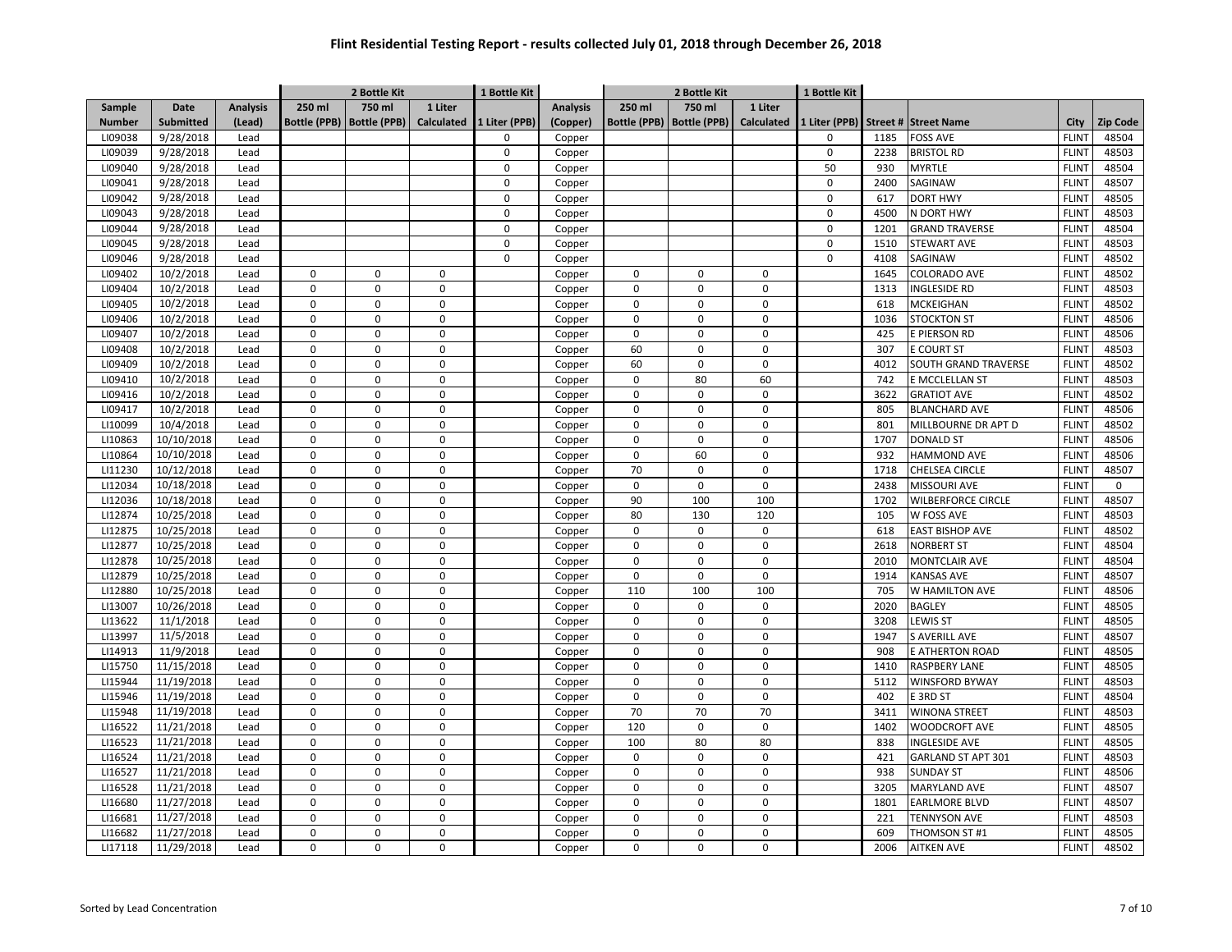# Flint Residential Testing Report - results collected July 01, 2018 through December 26, 2018

| | | | 2 Bottle Kit | | | 1 Bottle Kit | | 2 Bottle Kit | | | 1 Bottle Kit | | | | |
|---|---|---|---|---|---|---|---|---|---|---|---|---|---|---|---|
| Sample Number | Date Submitted | Analysis (Lead) | 250 ml Bottle (PPB) | 750 ml Bottle (PPB) | 1 Liter Calculated | 1 Liter (PPB) | Analysis (Copper) | 250 ml Bottle (PPB) | 750 ml Bottle (PPB) | 1 Liter Calculated | 1 Liter (PPB) | Street # | Street Name | City | Zip Code |
| LI09038 | 9/28/2018 | Lead | | | | 0 | Copper | | | | 0 | 1185 | FOSS AVE | FLINT | 48504 |
| LI09039 | 9/28/2018 | Lead | | | | 0 | Copper | | | | 0 | 2238 | BRISTOL RD | FLINT | 48503 |
| LI09040 | 9/28/2018 | Lead | | | | 0 | Copper | | | | 50 | 930 | MYRTLE | FLINT | 48504 |
| LI09041 | 9/28/2018 | Lead | | | | 0 | Copper | | | | 0 | 2400 | SAGINAW | FLINT | 48507 |
| LI09042 | 9/28/2018 | Lead | | | | 0 | Copper | | | | 0 | 617 | DORT HWY | FLINT | 48505 |
| LI09043 | 9/28/2018 | Lead | | | | 0 | Copper | | | | 0 | 4500 | N DORT HWY | FLINT | 48503 |
| LI09044 | 9/28/2018 | Lead | | | | 0 | Copper | | | | 0 | 1201 | GRAND TRAVERSE | FLINT | 48504 |
| LI09045 | 9/28/2018 | Lead | | | | 0 | Copper | | | | 0 | 1510 | STEWART AVE | FLINT | 48503 |
| LI09046 | 9/28/2018 | Lead | | | | 0 | Copper | | | | 0 | 4108 | SAGINAW | FLINT | 48502 |
| LI09402 | 10/2/2018 | Lead | 0 | 0 | 0 | | Copper | 0 | 0 | 0 | | 1645 | COLORADO AVE | FLINT | 48502 |
| LI09404 | 10/2/2018 | Lead | 0 | 0 | 0 | | Copper | 0 | 0 | 0 | | 1313 | INGLESIDE RD | FLINT | 48503 |
| LI09405 | 10/2/2018 | Lead | 0 | 0 | 0 | | Copper | 0 | 0 | 0 | | 618 | MCKEIGHAN | FLINT | 48502 |
| LI09406 | 10/2/2018 | Lead | 0 | 0 | 0 | | Copper | 0 | 0 | 0 | | 1036 | STOCKTON ST | FLINT | 48506 |
| LI09407 | 10/2/2018 | Lead | 0 | 0 | 0 | | Copper | 0 | 0 | 0 | | 425 | E PIERSON RD | FLINT | 48506 |
| LI09408 | 10/2/2018 | Lead | 0 | 0 | 0 | | Copper | 60 | 0 | 0 | | 307 | E COURT ST | FLINT | 48503 |
| LI09409 | 10/2/2018 | Lead | 0 | 0 | 0 | | Copper | 60 | 0 | 0 | | 4012 | SOUTH GRAND TRAVERSE | FLINT | 48502 |
| LI09410 | 10/2/2018 | Lead | 0 | 0 | 0 | | Copper | 0 | 80 | 60 | | 742 | E MCCLELLAN ST | FLINT | 48503 |
| LI09416 | 10/2/2018 | Lead | 0 | 0 | 0 | | Copper | 0 | 0 | 0 | | 3622 | GRATIOT AVE | FLINT | 48502 |
| LI09417 | 10/2/2018 | Lead | 0 | 0 | 0 | | Copper | 0 | 0 | 0 | | 805 | BLANCHARD AVE | FLINT | 48506 |
| LI10099 | 10/4/2018 | Lead | 0 | 0 | 0 | | Copper | 0 | 0 | 0 | | 801 | MILLBOURNE DR APT D | FLINT | 48502 |
| LI10863 | 10/10/2018 | Lead | 0 | 0 | 0 | | Copper | 0 | 0 | 0 | | 1707 | DONALD ST | FLINT | 48506 |
| LI10864 | 10/10/2018 | Lead | 0 | 0 | 0 | | Copper | 0 | 60 | 0 | | 932 | HAMMOND AVE | FLINT | 48506 |
| LI11230 | 10/12/2018 | Lead | 0 | 0 | 0 | | Copper | 70 | 0 | 0 | | 1718 | CHELSEA CIRCLE | FLINT | 48507 |
| LI12034 | 10/18/2018 | Lead | 0 | 0 | 0 | | Copper | 0 | 0 | 0 | | 2438 | MISSOURI AVE | FLINT | 0 |
| LI12036 | 10/18/2018 | Lead | 0 | 0 | 0 | | Copper | 90 | 100 | 100 | | 1702 | WILBERFORCE CIRCLE | FLINT | 48507 |
| LI12874 | 10/25/2018 | Lead | 0 | 0 | 0 | | Copper | 80 | 130 | 120 | | 105 | W FOSS AVE | FLINT | 48503 |
| LI12875 | 10/25/2018 | Lead | 0 | 0 | 0 | | Copper | 0 | 0 | 0 | | 618 | EAST BISHOP AVE | FLINT | 48502 |
| LI12877 | 10/25/2018 | Lead | 0 | 0 | 0 | | Copper | 0 | 0 | 0 | | 2618 | NORBERT ST | FLINT | 48504 |
| LI12878 | 10/25/2018 | Lead | 0 | 0 | 0 | | Copper | 0 | 0 | 0 | | 2010 | MONTCLAIR AVE | FLINT | 48504 |
| LI12879 | 10/25/2018 | Lead | 0 | 0 | 0 | | Copper | 0 | 0 | 0 | | 1914 | KANSAS AVE | FLINT | 48507 |
| LI12880 | 10/25/2018 | Lead | 0 | 0 | 0 | | Copper | 110 | 100 | 100 | | 705 | W HAMILTON AVE | FLINT | 48506 |
| LI13007 | 10/26/2018 | Lead | 0 | 0 | 0 | | Copper | 0 | 0 | 0 | | 2020 | BAGLEY | FLINT | 48505 |
| LI13622 | 11/1/2018 | Lead | 0 | 0 | 0 | | Copper | 0 | 0 | 0 | | 3208 | LEWIS ST | FLINT | 48505 |
| LI13997 | 11/5/2018 | Lead | 0 | 0 | 0 | | Copper | 0 | 0 | 0 | | 1947 | S AVERILL AVE | FLINT | 48507 |
| LI14913 | 11/9/2018 | Lead | 0 | 0 | 0 | | Copper | 0 | 0 | 0 | | 908 | E ATHERTON ROAD | FLINT | 48505 |
| LI15750 | 11/15/2018 | Lead | 0 | 0 | 0 | | Copper | 0 | 0 | 0 | | 1410 | RASPBERY LANE | FLINT | 48505 |
| LI15944 | 11/19/2018 | Lead | 0 | 0 | 0 | | Copper | 0 | 0 | 0 | | 5112 | WINSFORD BYWAY | FLINT | 48503 |
| LI15946 | 11/19/2018 | Lead | 0 | 0 | 0 | | Copper | 0 | 0 | 0 | | 402 | E 3RD ST | FLINT | 48504 |
| LI15948 | 11/19/2018 | Lead | 0 | 0 | 0 | | Copper | 70 | 70 | 70 | | 3411 | WINONA STREET | FLINT | 48503 |
| LI16522 | 11/21/2018 | Lead | 0 | 0 | 0 | | Copper | 120 | 0 | 0 | | 1402 | WOODCROFT AVE | FLINT | 48505 |
| LI16523 | 11/21/2018 | Lead | 0 | 0 | 0 | | Copper | 100 | 80 | 80 | | 838 | INGLESIDE AVE | FLINT | 48505 |
| LI16524 | 11/21/2018 | Lead | 0 | 0 | 0 | | Copper | 0 | 0 | 0 | | 421 | GARLAND ST APT 301 | FLINT | 48503 |
| LI16527 | 11/21/2018 | Lead | 0 | 0 | 0 | | Copper | 0 | 0 | 0 | | 938 | SUNDAY ST | FLINT | 48506 |
| LI16528 | 11/21/2018 | Lead | 0 | 0 | 0 | | Copper | 0 | 0 | 0 | | 3205 | MARYLAND AVE | FLINT | 48507 |
| LI16680 | 11/27/2018 | Lead | 0 | 0 | 0 | | Copper | 0 | 0 | 0 | | 1801 | EARLMORE BLVD | FLINT | 48507 |
| LI16681 | 11/27/2018 | Lead | 0 | 0 | 0 | | Copper | 0 | 0 | 0 | | 221 | TENNYSON AVE | FLINT | 48503 |
| LI16682 | 11/27/2018 | Lead | 0 | 0 | 0 | | Copper | 0 | 0 | 0 | | 609 | THOMSON ST #1 | FLINT | 48505 |
| LI17118 | 11/29/2018 | Lead | 0 | 0 | 0 | | Copper | 0 | 0 | 0 | | 2006 | AITKEN AVE | FLINT | 48502 |

Sorted by Lead Concentration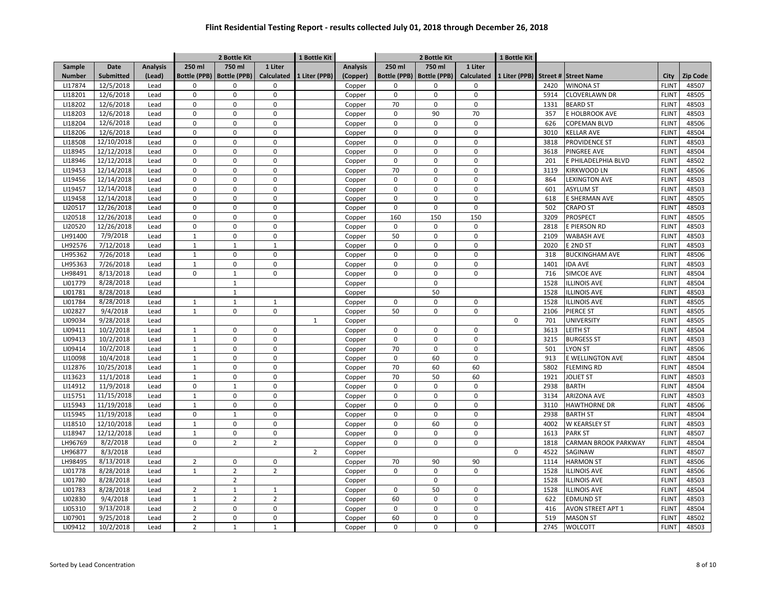# Flint Residential Testing Report - results collected July 01, 2018 through December 26, 2018

| | | | 2 Bottle Kit | | | 1 Bottle Kit | | 2 Bottle Kit | | | 1 Bottle Kit | | | | |
|---|---|---|---|---|---|---|---|---|---|---|---|---|---|---|---|
| Sample Number | Date Submitted | Analysis (Lead) | 250 ml Bottle (PPB) | 750 ml Bottle (PPB) | 1 Liter Calculated | 1 Liter (PPB) | Analysis (Copper) | 250 ml Bottle (PPB) | 750 ml Bottle (PPB) | 1 Liter Calculated | 1 Liter (PPB) | Street # | Street Name | City | Zip Code |
| LI17874 | 12/5/2018 | Lead | 0 | 0 | 0 | | Copper | 0 | 0 | 0 | | 2420 | WINONA ST | FLINT | 48507 |
| LI18201 | 12/6/2018 | Lead | 0 | 0 | 0 | | Copper | 0 | 0 | 0 | | 5914 | CLOVERLAWN DR | FLINT | 48505 |
| LI18202 | 12/6/2018 | Lead | 0 | 0 | 0 | | Copper | 70 | 0 | 0 | | 1331 | BEARD ST | FLINT | 48503 |
| LI18203 | 12/6/2018 | Lead | 0 | 0 | 0 | | Copper | 0 | 90 | 70 | | 357 | E HOLBROOK AVE | FLINT | 48503 |
| LI18204 | 12/6/2018 | Lead | 0 | 0 | 0 | | Copper | 0 | 0 | 0 | | 626 | COPEMAN BLVD | FLINT | 48506 |
| LI18206 | 12/6/2018 | Lead | 0 | 0 | 0 | | Copper | 0 | 0 | 0 | | 3010 | KELLAR AVE | FLINT | 48504 |
| LI18508 | 12/10/2018 | Lead | 0 | 0 | 0 | | Copper | 0 | 0 | 0 | | 3818 | PROVIDENCE ST | FLINT | 48503 |
| LI18945 | 12/12/2018 | Lead | 0 | 0 | 0 | | Copper | 0 | 0 | 0 | | 3618 | PINGREE AVE | FLINT | 48504 |
| LI18946 | 12/12/2018 | Lead | 0 | 0 | 0 | | Copper | 0 | 0 | 0 | | 201 | E PHILADELPHIA BLVD | FLINT | 48502 |
| LI19453 | 12/14/2018 | Lead | 0 | 0 | 0 | | Copper | 70 | 0 | 0 | | 3119 | KIRKWOOD LN | FLINT | 48506 |
| LI19456 | 12/14/2018 | Lead | 0 | 0 | 0 | | Copper | 0 | 0 | 0 | | 864 | LEXINGTON AVE | FLINT | 48503 |
| LI19457 | 12/14/2018 | Lead | 0 | 0 | 0 | | Copper | 0 | 0 | 0 | | 601 | ASYLUM ST | FLINT | 48503 |
| LI19458 | 12/14/2018 | Lead | 0 | 0 | 0 | | Copper | 0 | 0 | 0 | | 618 | E SHERMAN AVE | FLINT | 48505 |
| LI20517 | 12/26/2018 | Lead | 0 | 0 | 0 | | Copper | 0 | 0 | 0 | | 502 | CRAPO ST | FLINT | 48503 |
| LI20518 | 12/26/2018 | Lead | 0 | 0 | 0 | | Copper | 160 | 150 | 150 | | 3209 | PROSPECT | FLINT | 48505 |
| LI20520 | 12/26/2018 | Lead | 0 | 0 | 0 | | Copper | 0 | 0 | 0 | | 2818 | E PIERSON RD | FLINT | 48503 |
| LH91400 | 7/9/2018 | Lead | 1 | 0 | 0 | | Copper | 50 | 0 | 0 | | 2109 | WABASH AVE | FLINT | 48503 |
| LH92576 | 7/12/2018 | Lead | 1 | 1 | 1 | | Copper | 0 | 0 | 0 | | 2020 | E 2ND ST | FLINT | 48503 |
| LH95362 | 7/26/2018 | Lead | 1 | 0 | 0 | | Copper | 0 | 0 | 0 | | 318 | BUCKINGHAM AVE | FLINT | 48506 |
| LH95363 | 7/26/2018 | Lead | 1 | 0 | 0 | | Copper | 0 | 0 | 0 | | 1401 | IDA AVE | FLINT | 48503 |
| LH98491 | 8/13/2018 | Lead | 0 | 1 | 0 | | Copper | 0 | 0 | 0 | | 716 | SIMCOE AVE | FLINT | 48504 |
| LI01779 | 8/28/2018 | Lead | | 1 | | | Copper | | 0 | | | 1528 | ILLINOIS AVE | FLINT | 48504 |
| LI01781 | 8/28/2018 | Lead | | 1 | | | Copper | | 50 | | | 1528 | ILLINOIS AVE | FLINT | 48503 |
| LI01784 | 8/28/2018 | Lead | 1 | 1 | 1 | | Copper | 0 | 0 | 0 | | 1528 | ILLINOIS AVE | FLINT | 48505 |
| LI02827 | 9/4/2018 | Lead | 1 | 0 | 0 | | Copper | 50 | 0 | 0 | | 2106 | PIERCE ST | FLINT | 48505 |
| LI09034 | 9/28/2018 | Lead | | | | 1 | Copper | | | | 0 | 701 | UNIVERSITY | FLINT | 48505 |
| LI09411 | 10/2/2018 | Lead | 1 | 0 | 0 | | Copper | 0 | 0 | 0 | | 3613 | LEITH ST | FLINT | 48504 |
| LI09413 | 10/2/2018 | Lead | 1 | 0 | 0 | | Copper | 0 | 0 | 0 | | 3215 | BURGESS ST | FLINT | 48503 |
| LI09414 | 10/2/2018 | Lead | 1 | 0 | 0 | | Copper | 70 | 0 | 0 | | 501 | LYON ST | FLINT | 48506 |
| LI10098 | 10/4/2018 | Lead | 1 | 0 | 0 | | Copper | 0 | 60 | 0 | | 913 | E WELLINGTON AVE | FLINT | 48504 |
| LI12876 | 10/25/2018 | Lead | 1 | 0 | 0 | | Copper | 70 | 60 | 60 | | 5802 | FLEMING RD | FLINT | 48504 |
| LI13623 | 11/1/2018 | Lead | 1 | 0 | 0 | | Copper | 70 | 50 | 60 | | 1921 | JOLIET ST | FLINT | 48503 |
| LI14912 | 11/9/2018 | Lead | 0 | 1 | 0 | | Copper | 0 | 0 | 0 | | 2938 | BARTH | FLINT | 48504 |
| LI15751 | 11/15/2018 | Lead | 1 | 0 | 0 | | Copper | 0 | 0 | 0 | | 3134 | ARIZONA AVE | FLINT | 48503 |
| LI15943 | 11/19/2018 | Lead | 1 | 0 | 0 | | Copper | 0 | 0 | 0 | | 3110 | HAWTHORNE DR | FLINT | 48506 |
| LI15945 | 11/19/2018 | Lead | 0 | 1 | 0 | | Copper | 0 | 0 | 0 | | 2938 | BARTH ST | FLINT | 48504 |
| LI18510 | 12/10/2018 | Lead | 1 | 0 | 0 | | Copper | 0 | 60 | 0 | | 4002 | W KEARSLEY ST | FLINT | 48503 |
| LI18947 | 12/12/2018 | Lead | 1 | 0 | 0 | | Copper | 0 | 0 | 0 | | 1613 | PARK ST | FLINT | 48507 |
| LH96769 | 8/2/2018 | Lead | 0 | 2 | 2 | | Copper | 0 | 0 | 0 | | 1818 | CARMAN BROOK PARKWAY | FLINT | 48504 |
| LH96877 | 8/3/2018 | Lead | | | | 2 | Copper | | | | 0 | 4522 | SAGINAW | FLINT | 48507 |
| LH98495 | 8/13/2018 | Lead | 2 | 0 | 0 | | Copper | 70 | 90 | 90 | | 1114 | HARMON ST | FLINT | 48506 |
| LI01778 | 8/28/2018 | Lead | 1 | 2 | 2 | | Copper | 0 | 0 | 0 | | 1528 | ILLINOIS AVE | FLINT | 48506 |
| LI01780 | 8/28/2018 | Lead | | 2 | | | Copper | | 0 | | | 1528 | ILLINOIS AVE | FLINT | 48503 |
| LI01783 | 8/28/2018 | Lead | 2 | 1 | 1 | | Copper | 0 | 50 | 0 | | 1528 | ILLINOIS AVE | FLINT | 48504 |
| LI02830 | 9/4/2018 | Lead | 1 | 2 | 2 | | Copper | 60 | 0 | 0 | | 622 | EDMUND ST | FLINT | 48503 |
| LI05310 | 9/13/2018 | Lead | 2 | 0 | 0 | | Copper | 0 | 0 | 0 | | 416 | AVON STREET APT 1 | FLINT | 48504 |
| LI07901 | 9/25/2018 | Lead | 2 | 0 | 0 | | Copper | 60 | 0 | 0 | | 519 | MASON ST | FLINT | 48502 |
| LI09412 | 10/2/2018 | Lead | 2 | 1 | 1 | | Copper | 0 | 0 | 0 | | 2745 | WOLCOTT | FLINT | 48503 |

Sorted by Lead Concentration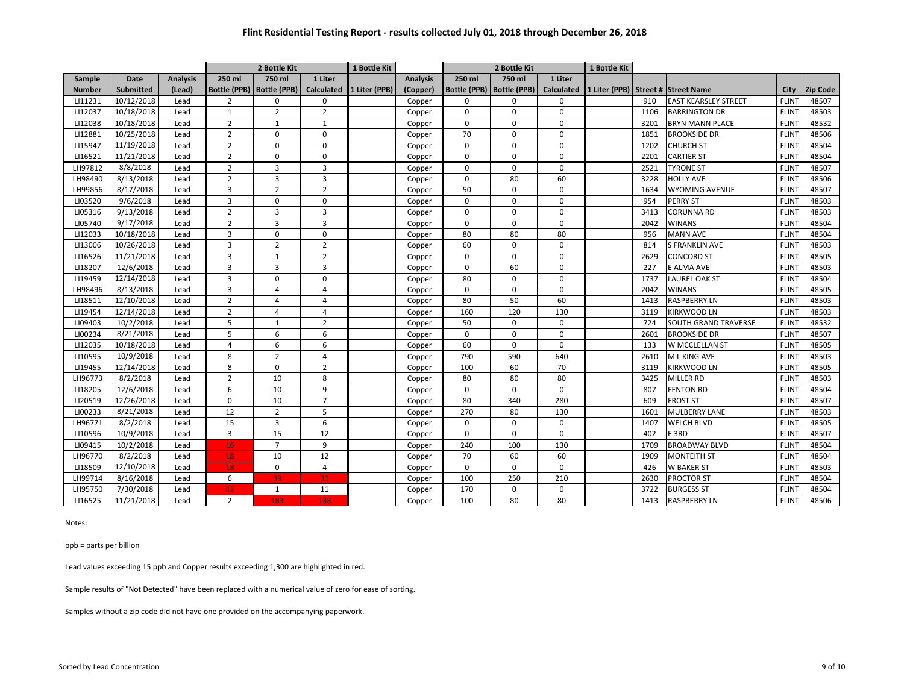# Flint Residential Testing Report - results collected July 01, 2018 through December 26, 2018

| | | | 2 Bottle Kit | | | 1 Bottle Kit | | 2 Bottle Kit | | | 1 Bottle Kit | | | | |
|---|---|---|---|---|---|---|---|---|---|---|---|---|---|---|---|
| Sample Number | Date Submitted | Analysis (Lead) | 250 ml Bottle (PPB) | 750 ml Bottle (PPB) | 1 Liter Calculated | 1 Liter (PPB) | Analysis (Copper) | 250 ml Bottle (PPB) | 750 ml Bottle (PPB) | 1 Liter Calculated | 1 Liter (PPB) | Street # | Street Name | City | Zip Code |
| LI11231 | 10/12/2018 | Lead | 2 | 0 | 0 | | Copper | 0 | 0 | 0 | | 910 | EAST KEARSLEY STREET | FLINT | 48507 |
| LI12037 | 10/18/2018 | Lead | 1 | 2 | 2 | | Copper | 0 | 0 | 0 | | 1106 | BARRINGTON DR | FLINT | 48503 |
| LI12038 | 10/18/2018 | Lead | 2 | 1 | 1 | | Copper | 0 | 0 | 0 | | 3201 | BRYN MANN PLACE | FLINT | 48532 |
| LI12881 | 10/25/2018 | Lead | 2 | 0 | 0 | | Copper | 70 | 0 | 0 | | 1851 | BROOKSIDE DR | FLINT | 48506 |
| LI15947 | 11/19/2018 | Lead | 2 | 0 | 0 | | Copper | 0 | 0 | 0 | | 1202 | CHURCH ST | FLINT | 48504 |
| LI16521 | 11/21/2018 | Lead | 2 | 0 | 0 | | Copper | 0 | 0 | 0 | | 2201 | CARTIER ST | FLINT | 48504 |
| LH97812 | 8/8/2018 | Lead | 2 | 3 | 3 | | Copper | 0 | 0 | 0 | | 2521 | TYRONE ST | FLINT | 48507 |
| LH98490 | 8/13/2018 | Lead | 2 | 3 | 3 | | Copper | 0 | 80 | 60 | | 3228 | HOLLY AVE | FLINT | 48506 |
| LH99856 | 8/17/2018 | Lead | 3 | 2 | 2 | | Copper | 50 | 0 | 0 | | 1634 | WYOMING AVENUE | FLINT | 48507 |
| LI03520 | 9/6/2018 | Lead | 3 | 0 | 0 | | Copper | 0 | 0 | 0 | | 954 | PERRY ST | FLINT | 48503 |
| LI05316 | 9/13/2018 | Lead | 2 | 3 | 3 | | Copper | 0 | 0 | 0 | | 3413 | CORUNNA RD | FLINT | 48503 |
| LI05740 | 9/17/2018 | Lead | 2 | 3 | 3 | | Copper | 0 | 0 | 0 | | 2042 | WINANS | FLINT | 48504 |
| LI12033 | 10/18/2018 | Lead | 3 | 0 | 0 | | Copper | 80 | 80 | 80 | | 956 | MANN AVE | FLINT | 48504 |
| LI13006 | 10/26/2018 | Lead | 3 | 2 | 2 | | Copper | 60 | 0 | 0 | | 814 | S FRANKLIN AVE | FLINT | 48503 |
| LI16526 | 11/21/2018 | Lead | 3 | 1 | 2 | | Copper | 0 | 0 | 0 | | 2629 | CONCORD ST | FLINT | 48505 |
| LI18207 | 12/6/2018 | Lead | 3 | 3 | 3 | | Copper | 0 | 60 | 0 | | 227 | E ALMA AVE | FLINT | 48503 |
| LI19459 | 12/14/2018 | Lead | 3 | 0 | 0 | | Copper | 80 | 0 | 0 | | 1737 | LAUREL OAK ST | FLINT | 48504 |
| LH98496 | 8/13/2018 | Lead | 3 | 4 | 4 | | Copper | 0 | 0 | 0 | | 2042 | WINANS | FLINT | 48505 |
| LI18511 | 12/10/2018 | Lead | 2 | 4 | 4 | | Copper | 80 | 50 | 60 | | 1413 | RASPBERRY LN | FLINT | 48503 |
| LI19454 | 12/14/2018 | Lead | 2 | 4 | 4 | | Copper | 160 | 120 | 130 | | 3119 | KIRKWOOD LN | FLINT | 48503 |
| LI09403 | 10/2/2018 | Lead | 5 | 1 | 2 | | Copper | 50 | 0 | 0 | | 724 | SOUTH GRAND TRAVERSE | FLINT | 48532 |
| LI00234 | 8/21/2018 | Lead | 5 | 6 | 6 | | Copper | 0 | 0 | 0 | | 2601 | BROOKSIDE DR | FLINT | 48507 |
| LI12035 | 10/18/2018 | Lead | 4 | 6 | 6 | | Copper | 60 | 0 | 0 | | 133 | W MCCLELLAN ST | FLINT | 48505 |
| LI10595 | 10/9/2018 | Lead | 8 | 2 | 4 | | Copper | 790 | 590 | 640 | | 2610 | M L KING AVE | FLINT | 48503 |
| LI19455 | 12/14/2018 | Lead | 8 | 0 | 2 | | Copper | 100 | 60 | 70 | | 3119 | KIRKWOOD LN | FLINT | 48505 |
| LH96773 | 8/2/2018 | Lead | 2 | 10 | 8 | | Copper | 80 | 80 | 80 | | 3425 | MILLER RD | FLINT | 48503 |
| LI18205 | 12/6/2018 | Lead | 6 | 10 | 9 | | Copper | 0 | 0 | 0 | | 807 | FENTON RD | FLINT | 48504 |
| LI20519 | 12/26/2018 | Lead | 0 | 10 | 7 | | Copper | 80 | 340 | 280 | | 609 | FROST ST | FLINT | 48507 |
| LI00233 | 8/21/2018 | Lead | 12 | 2 | 5 | | Copper | 270 | 80 | 130 | | 1601 | MULBERRY LANE | FLINT | 48503 |
| LH96771 | 8/2/2018 | Lead | 15 | 3 | 6 | | Copper | 0 | 0 | 0 | | 1407 | WELCH BLVD | FLINT | 48505 |
| LI10596 | 10/9/2018 | Lead | 3 | 15 | 12 | | Copper | 0 | 0 | 0 | | 402 | E 3RD | FLINT | 48507 |
| LI09415 | 10/2/2018 | Lead | 16 | 7 | 9 | | Copper | 240 | 100 | 130 | | 1709 | BROADWAY BLVD | FLINT | 48504 |
| LH96770 | 8/2/2018 | Lead | 18 | 10 | 12 | | Copper | 70 | 60 | 60 | | 1909 | MONTEITH ST | FLINT | 48504 |
| LI18509 | 12/10/2018 | Lead | 18 | 0 | 4 | | Copper | 0 | 0 | 0 | | 426 | W BAKER ST | FLINT | 48503 |
| LH99714 | 8/16/2018 | Lead | 6 | 39 | 31 | | Copper | 100 | 250 | 210 | | 2630 | PROCTOR ST | FLINT | 48504 |
| LH95750 | 7/30/2018 | Lead | 42 | 1 | 11 | | Copper | 170 | 0 | 0 | | 3722 | BURGESS ST | FLINT | 48504 |
| LI16525 | 11/21/2018 | Lead | 2 | 183 | 138 | | Copper | 100 | 80 | 80 | | 1413 | RASPBERRY LN | FLINT | 48506 |

Notes:

ppb = parts per billion

Lead values exceeding 15 ppb and Copper results exceeding 1,300 are highlighted in red.

Sample results of "Not Detected" have been replaced with a numerical value of zero for ease of sorting.

Samples without a zip code did not have one provided on the accompanying paperwork.

Sorted by Lead Concentration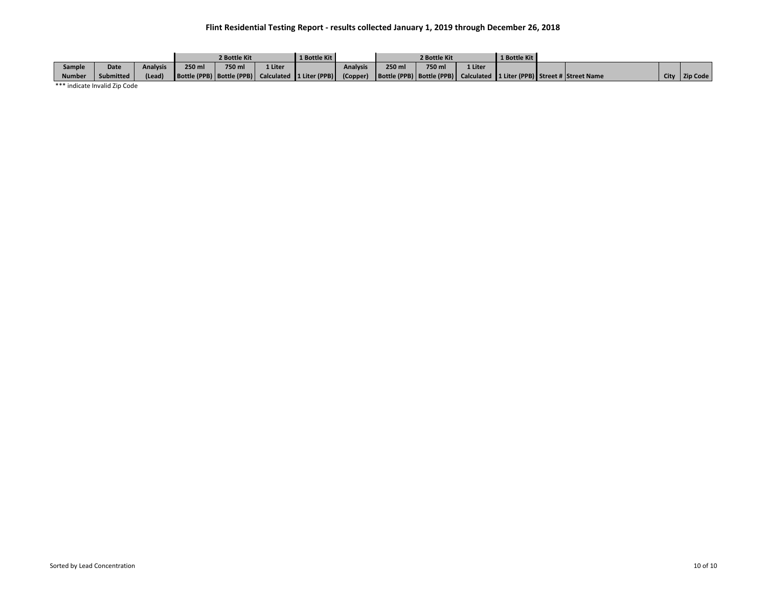| | | | 2 Bottle Kit | | | 1 Bottle Kit | | 2 Bottle Kit | | | 1 Bottle Kit | | | | |
|---|---|---|---|---|---|---|---|---|---|---|---|---|---|---|---|
| Sample Number | Date Submitted | Analysis (Lead) | 250 ml Bottle (PPB) | 750 ml Bottle (PPB) | 1 Liter Calculated | 1 Liter (PPB) | Analysis (Copper) | 250 ml Bottle (PPB) | 750 ml Bottle (PPB) | 1 Liter Calculated | 1 Liter (PPB) | Street # | Street Name | City | Zip Code |

*** indicate Invalid Zip Code